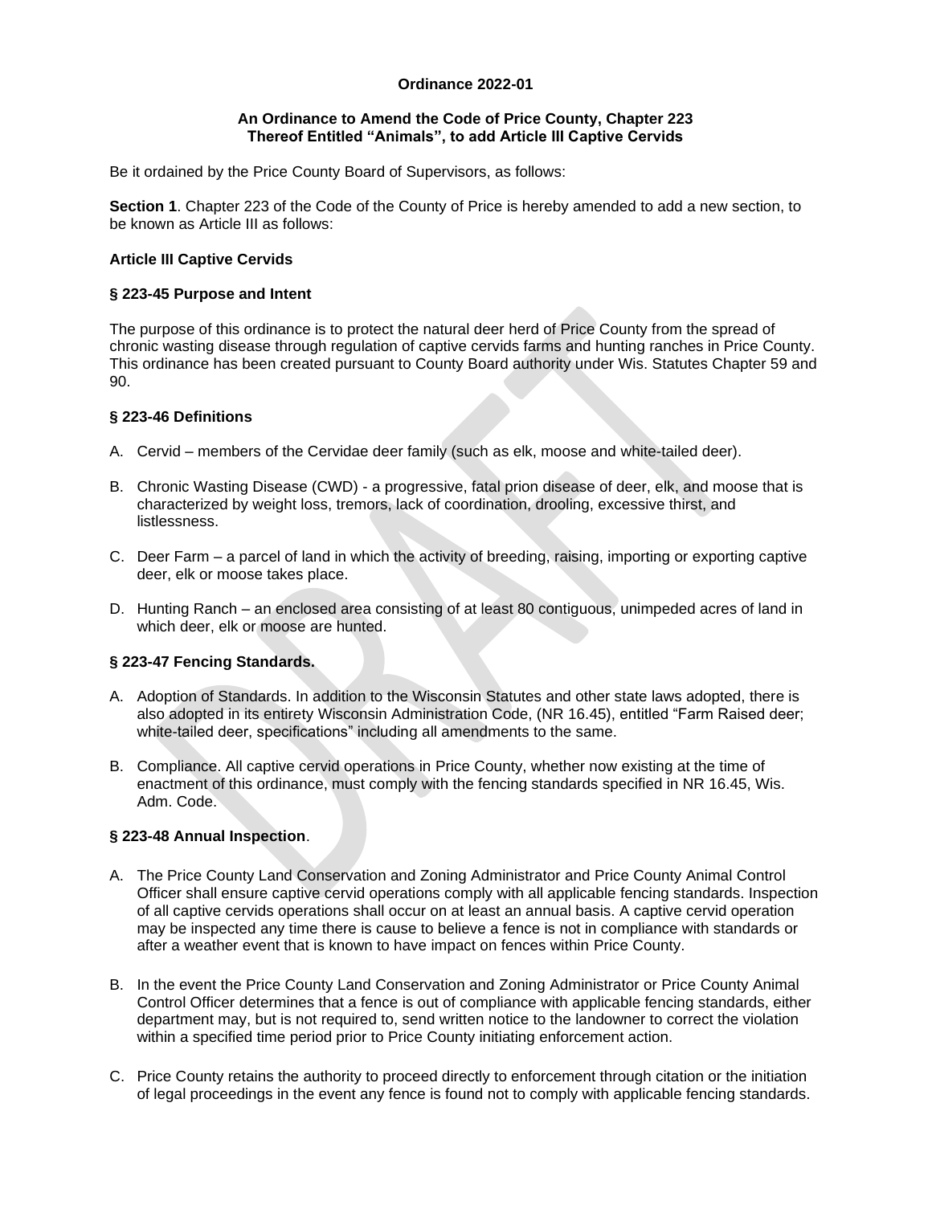**Ordinance 2022-01**

**An Ordinance to Amend the Code of Price County, Chapter 223 Thereof Entitled "Animals", to add Article III Captive Cervids**

Be it ordained by the Price County Board of Supervisors, as follows:

**Section 1**. Chapter 223 of the Code of the County of Price is hereby amended to add a new section, to be known as Article III as follows:

**Article III Captive Cervids**

**§ 223-45 Purpose and Intent**

The purpose of this ordinance is to protect the natural deer herd of Price County from the spread of chronic wasting disease through regulation of captive cervids farms and hunting ranches in Price County. This ordinance has been created pursuant to County Board authority under Wis. Statutes Chapter 59 and 90.

**§ 223-46 Definitions**

A. Cervid – members of the Cervidae deer family (such as elk, moose and white-tailed deer).

B. Chronic Wasting Disease (CWD) - a progressive, fatal prion disease of deer, elk, and moose that is characterized by weight loss, tremors, lack of coordination, drooling, excessive thirst, and listlessness.

C. Deer Farm – a parcel of land in which the activity of breeding, raising, importing or exporting captive deer, elk or moose takes place.

D. Hunting Ranch – an enclosed area consisting of at least 80 contiguous, unimpeded acres of land in which deer, elk or moose are hunted.

**§ 223-47 Fencing Standards.**

A. Adoption of Standards. In addition to the Wisconsin Statutes and other state laws adopted, there is also adopted in its entirety Wisconsin Administration Code, (NR 16.45), entitled "Farm Raised deer; white-tailed deer, specifications" including all amendments to the same.

B. Compliance. All captive cervid operations in Price County, whether now existing at the time of enactment of this ordinance, must comply with the fencing standards specified in NR 16.45, Wis. Adm. Code.

**§ 223-48 Annual Inspection**.

A. The Price County Land Conservation and Zoning Administrator and Price County Animal Control Officer shall ensure captive cervid operations comply with all applicable fencing standards. Inspection of all captive cervids operations shall occur on at least an annual basis. A captive cervid operation may be inspected any time there is cause to believe a fence is not in compliance with standards or after a weather event that is known to have impact on fences within Price County.

B. In the event the Price County Land Conservation and Zoning Administrator or Price County Animal Control Officer determines that a fence is out of compliance with applicable fencing standards, either department may, but is not required to, send written notice to the landowner to correct the violation within a specified time period prior to Price County initiating enforcement action.

C. Price County retains the authority to proceed directly to enforcement through citation or the initiation of legal proceedings in the event any fence is found not to comply with applicable fencing standards.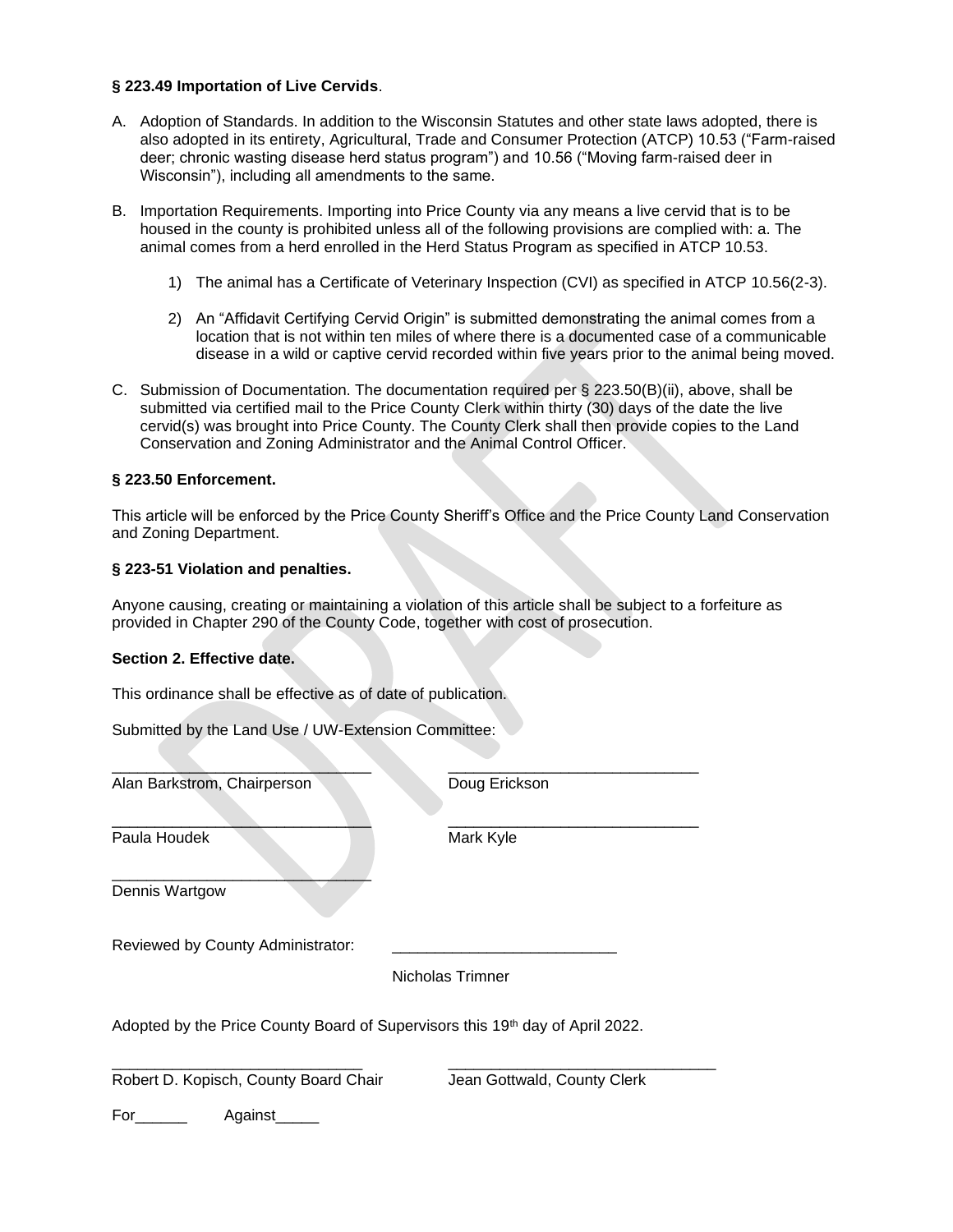**§ 223.49 Importation of Live Cervids**.

A. Adoption of Standards. In addition to the Wisconsin Statutes and other state laws adopted, there is also adopted in its entirety, Agricultural, Trade and Consumer Protection (ATCP) 10.53 ("Farm-raised deer; chronic wasting disease herd status program") and 10.56 ("Moving farm-raised deer in Wisconsin"), including all amendments to the same.

B. Importation Requirements. Importing into Price County via any means a live cervid that is to be housed in the county is prohibited unless all of the following provisions are complied with: a. The animal comes from a herd enrolled in the Herd Status Program as specified in ATCP 10.53.

   1) The animal has a Certificate of Veterinary Inspection (CVI) as specified in ATCP 10.56(2-3).

   2) An "Affidavit Certifying Cervid Origin" is submitted demonstrating the animal comes from a location that is not within ten miles of where there is a documented case of a communicable disease in a wild or captive cervid recorded within five years prior to the animal being moved.

C. Submission of Documentation. The documentation required per § 223.50(B)(ii), above, shall be submitted via certified mail to the Price County Clerk within thirty (30) days of the date the live cervid(s) was brought into Price County. The County Clerk shall then provide copies to the Land Conservation and Zoning Administrator and the Animal Control Officer.

**§ 223.50 Enforcement.**

This article will be enforced by the Price County Sheriff's Office and the Price County Land Conservation and Zoning Department.

**§ 223-51 Violation and penalties.**

Anyone causing, creating or maintaining a violation of this article shall be subject to a forfeiture as provided in Chapter 290 of the County Code, together with cost of prosecution.

**Section 2. Effective date.**

This ordinance shall be effective as of date of publication.

Submitted by the Land Use / UW-Extension Committee:

_______________________________ Alan Barkstrom, Chairperson

_______________________________ Doug Erickson

_______________________________ Paula Houdek

_______________________________ Mark Kyle

_______________________________ Dennis Wartgow

Reviewed by County Administrator: __________________________ Nicholas Trimner

Adopted by the Price County Board of Supervisors this 19th day of April 2022.

_______________________________ Robert D. Kopisch, County Board Chair

_______________________________ Jean Gottwald, County Clerk

For______ Against_____